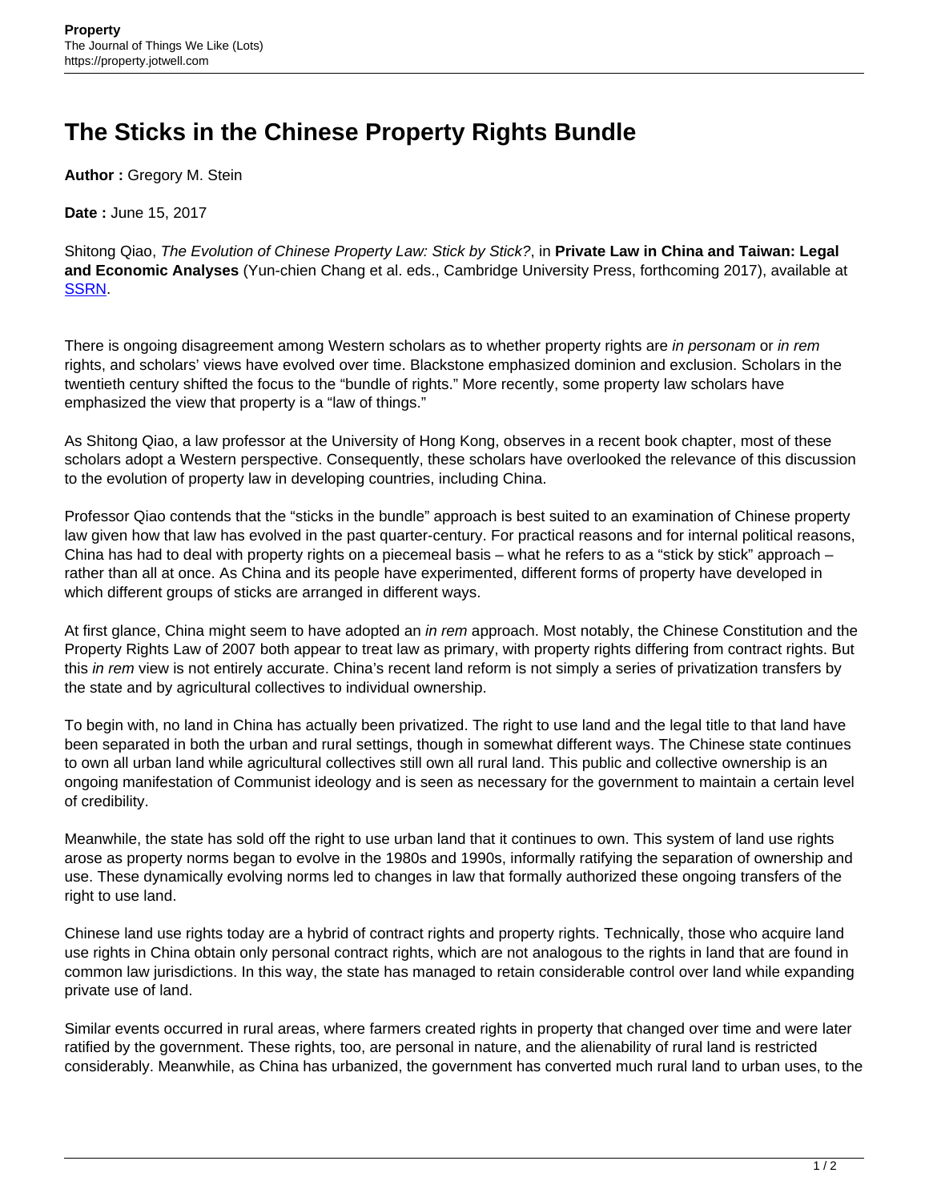# The Sticks in the Chinese Property Rights Bundle

**Author :** Gregory M. Stein

**Date :** June 15, 2017

Shitong Qiao, *The Evolution of Chinese Property Law: Stick by Stick?*, in **Private Law in China and Taiwan: Legal and Economic Analyses** (Yun-chien Chang et al. eds., Cambridge University Press, forthcoming 2017), available at [SSRN](https://papers.ssrn.com).

There is ongoing disagreement among Western scholars as to whether property rights are *in personam* or *in rem* rights, and scholars' views have evolved over time. Blackstone emphasized dominion and exclusion. Scholars in the twentieth century shifted the focus to the "bundle of rights." More recently, some property law scholars have emphasized the view that property is a "law of things."

As Shitong Qiao, a law professor at the University of Hong Kong, observes in a recent book chapter, most of these scholars adopt a Western perspective. Consequently, these scholars have overlooked the relevance of this discussion to the evolution of property law in developing countries, including China.

Professor Qiao contends that the "sticks in the bundle" approach is best suited to an examination of Chinese property law given how that law has evolved in the past quarter-century. For practical reasons and for internal political reasons, China has had to deal with property rights on a piecemeal basis – what he refers to as a "stick by stick" approach – rather than all at once. As China and its people have experimented, different forms of property have developed in which different groups of sticks are arranged in different ways.

At first glance, China might seem to have adopted an *in rem* approach. Most notably, the Chinese Constitution and the Property Rights Law of 2007 both appear to treat law as primary, with property rights differing from contract rights. But this *in rem* view is not entirely accurate. China's recent land reform is not simply a series of privatization transfers by the state and by agricultural collectives to individual ownership.

To begin with, no land in China has actually been privatized. The right to use land and the legal title to that land have been separated in both the urban and rural settings, though in somewhat different ways. The Chinese state continues to own all urban land while agricultural collectives still own all rural land. This public and collective ownership is an ongoing manifestation of Communist ideology and is seen as necessary for the government to maintain a certain level of credibility.

Meanwhile, the state has sold off the right to use urban land that it continues to own. This system of land use rights arose as property norms began to evolve in the 1980s and 1990s, informally ratifying the separation of ownership and use. These dynamically evolving norms led to changes in law that formally authorized these ongoing transfers of the right to use land.

Chinese land use rights today are a hybrid of contract rights and property rights. Technically, those who acquire land use rights in China obtain only personal contract rights, which are not analogous to the rights in land that are found in common law jurisdictions. In this way, the state has managed to retain considerable control over land while expanding private use of land.

Similar events occurred in rural areas, where farmers created rights in property that changed over time and were later ratified by the government. These rights, too, are personal in nature, and the alienability of rural land is restricted considerably. Meanwhile, as China has urbanized, the government has converted much rural land to urban uses, to the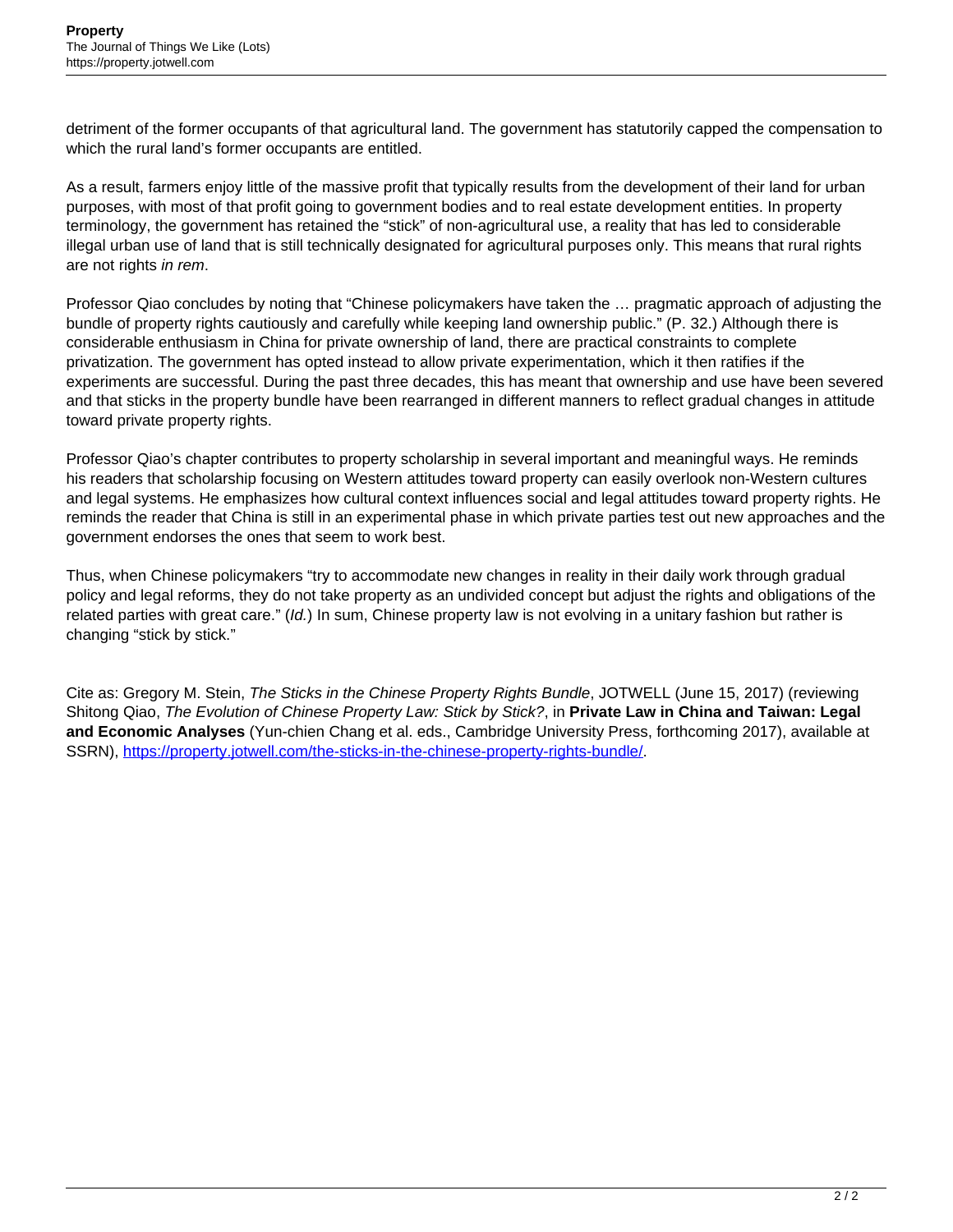detriment of the former occupants of that agricultural land. The government has statutorily capped the compensation to which the rural land's former occupants are entitled.

As a result, farmers enjoy little of the massive profit that typically results from the development of their land for urban purposes, with most of that profit going to government bodies and to real estate development entities. In property terminology, the government has retained the "stick" of non-agricultural use, a reality that has led to considerable illegal urban use of land that is still technically designated for agricultural purposes only. This means that rural rights are not rights *in rem*.

Professor Qiao concludes by noting that "Chinese policymakers have taken the … pragmatic approach of adjusting the bundle of property rights cautiously and carefully while keeping land ownership public." (P. 32.) Although there is considerable enthusiasm in China for private ownership of land, there are practical constraints to complete privatization. The government has opted instead to allow private experimentation, which it then ratifies if the experiments are successful. During the past three decades, this has meant that ownership and use have been severed and that sticks in the property bundle have been rearranged in different manners to reflect gradual changes in attitude toward private property rights.

Professor Qiao's chapter contributes to property scholarship in several important and meaningful ways. He reminds his readers that scholarship focusing on Western attitudes toward property can easily overlook non-Western cultures and legal systems. He emphasizes how cultural context influences social and legal attitudes toward property rights. He reminds the reader that China is still in an experimental phase in which private parties test out new approaches and the government endorses the ones that seem to work best.

Thus, when Chinese policymakers "try to accommodate new changes in reality in their daily work through gradual policy and legal reforms, they do not take property as an undivided concept but adjust the rights and obligations of the related parties with great care." (*Id.*) In sum, Chinese property law is not evolving in a unitary fashion but rather is changing "stick by stick."

Cite as: Gregory M. Stein, *The Sticks in the Chinese Property Rights Bundle*, JOTWELL (June 15, 2017) (reviewing Shitong Qiao, *The Evolution of Chinese Property Law: Stick by Stick?*, in **Private Law in China and Taiwan: Legal and Economic Analyses** (Yun-chien Chang et al. eds., Cambridge University Press, forthcoming 2017), available at SSRN), https://property.jotwell.com/the-sticks-in-the-chinese-property-rights-bundle/.